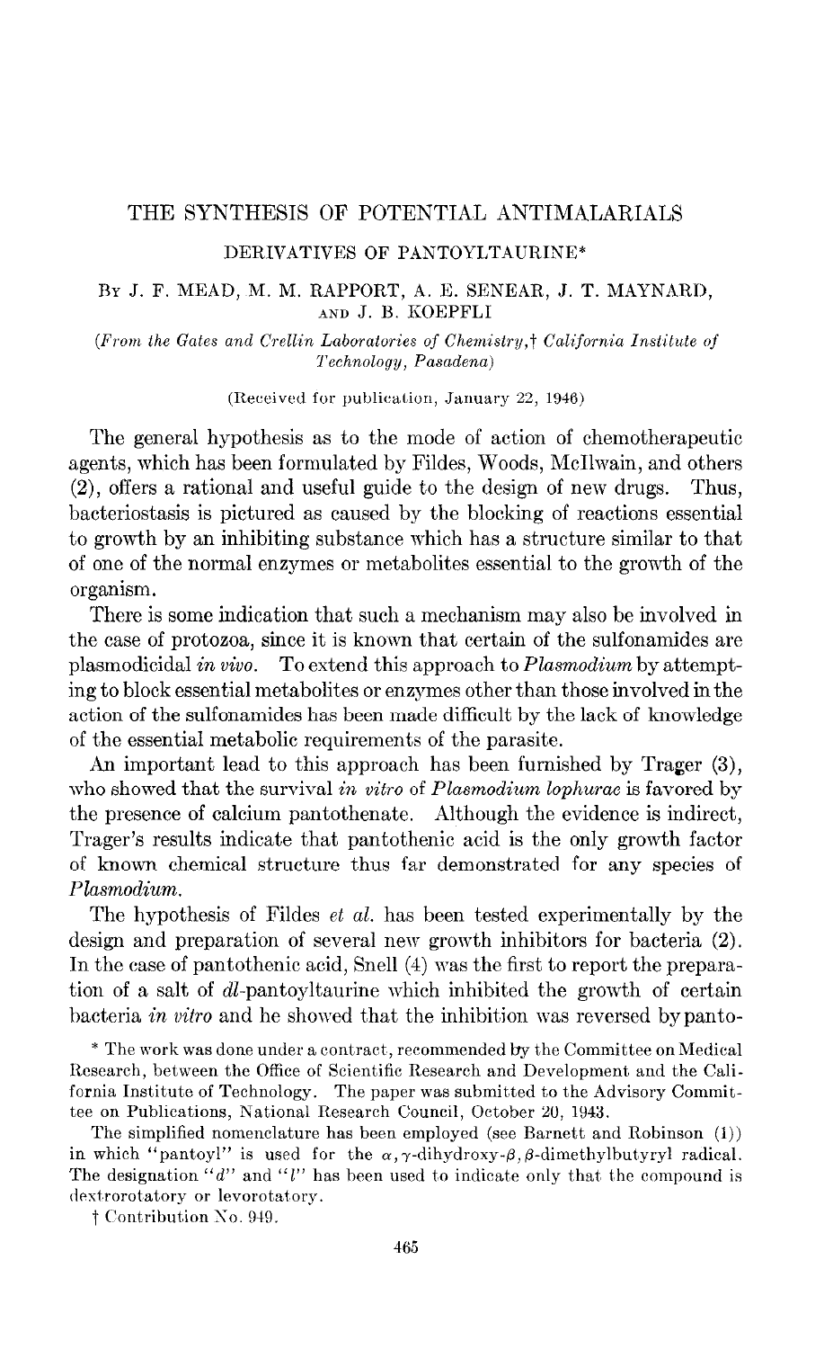# THE SYNTHESIS OF POTENTIAL ANTIMALARIALS

## DERIVATIVES OF PANTOYLTAURINE*

By J. F. MEAD, M. M. RAPPORT, A. E. SENEAR, J. T. MAYNARD, AND J. B. KOEPFLI

(*From the Gates and Crellin Laboratories of Chemistry,† California Institute of Technology, Pasadena*)

(Received for publication, January 22, 1946)

The general hypothesis as to the mode of action of chemotherapeutic agents, which has been formulated by Fildes, Woods, McIlwain, and others (2), offers a rational and useful guide to the design of new drugs. Thus, bacteriostasis is pictured as caused by the blocking of reactions essential to growth by an inhibiting substance which has a structure similar to that of one of the normal enzymes or metabolites essential to the growth of the organism.

There is some indication that such a mechanism may also be involved in the case of protozoa, since it is known that certain of the sulfonamides are plasmodicidal *in vivo*. To extend this approach to *Plasmodium* by attempting to block essential metabolites or enzymes other than those involved in the action of the sulfonamides has been made difficult by the lack of knowledge of the essential metabolic requirements of the parasite.

An important lead to this approach has been furnished by Trager (3), who showed that the survival *in vitro* of *Plasmodium lophurae* is favored by the presence of calcium pantothenate. Although the evidence is indirect, Trager's results indicate that pantothenic acid is the only growth factor of known chemical structure thus far demonstrated for any species of *Plasmodium*.

The hypothesis of Fildes *et al.* has been tested experimentally by the design and preparation of several new growth inhibitors for bacteria (2). In the case of pantothenic acid, Snell (4) was the first to report the preparation of a salt of *dl*-pantoyltaurine which inhibited the growth of certain bacteria *in vitro* and he showed that the inhibition was reversed by panto-

\* The work was done under a contract, recommended by the Committee on Medical Research, between the Office of Scientific Research and Development and the California Institute of Technology. The paper was submitted to the Advisory Committee on Publications, National Research Council, October 20, 1943.

The simplified nomenclature has been employed (see Barnett and Robinson (1)) in which "pantoyl" is used for the $\alpha,\gamma$-dihydroxy-$\beta,\beta$-dimethylbutyryl radical. The designation "*d*" and "*l*" has been used to indicate only that the compound is dextrorotatory or levorotatory.

† Contribution No. 949.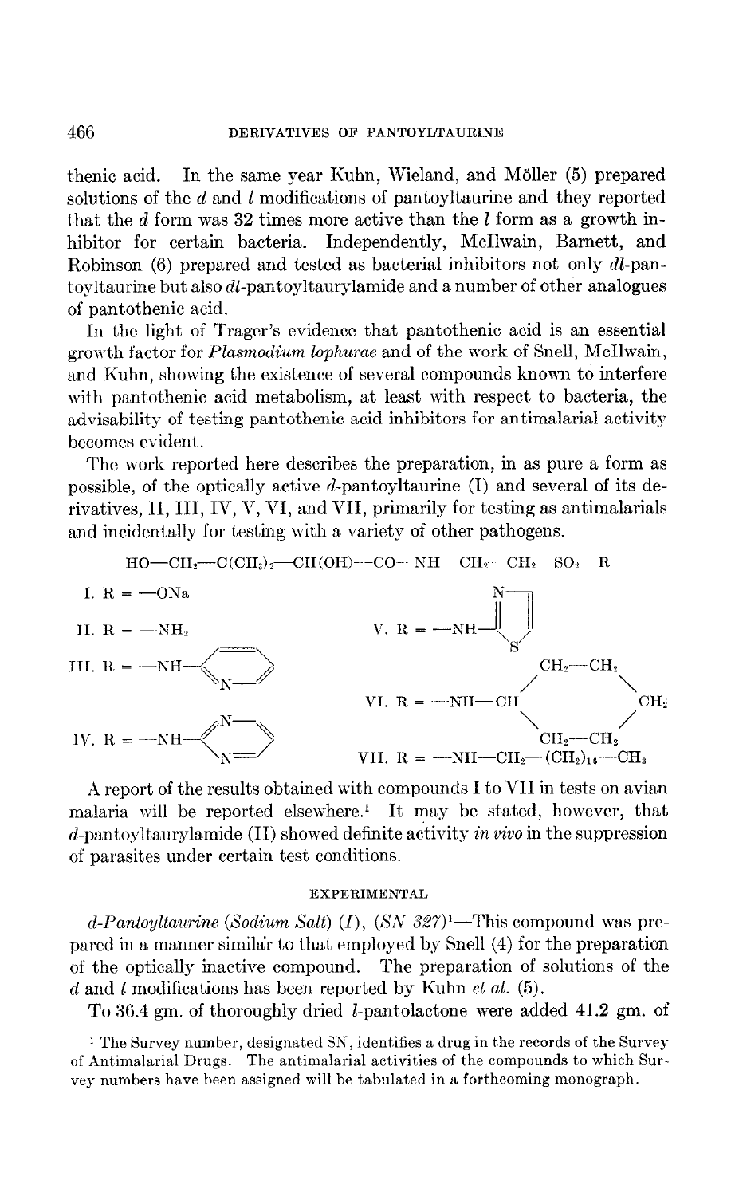thenic acid. In the same year Kuhn, Wieland, and Möller (5) prepared solutions of the *d* and *l* modifications of pantoyltaurine and they reported that the *d* form was 32 times more active than the *l* form as a growth inhibitor for certain bacteria. Independently, McIlwain, Barnett, and Robinson (6) prepared and tested as bacterial inhibitors not only *dl*-pantoyltaurine but also *dl*-pantoyltaurylamide and a number of other analogues of pantothenic acid.

In the light of Trager's evidence that pantothenic acid is an essential growth factor for *Plasmodium lophurae* and of the work of Snell, McIlwain, and Kuhn, showing the existence of several compounds known to interfere with pantothenic acid metabolism, at least with respect to bacteria, the advisability of testing pantothenic acid inhibitors for antimalarial activity becomes evident.

The work reported here describes the preparation, in as pure a form as possible, of the optically active *d*-pantoyltaurine (I) and several of its derivatives, II, III, IV, V, VI, and VII, primarily for testing as antimalarials and incidentally for testing with a variety of other pathogens.

$$HO—CH_2—C(CH_3)_2—CH(OH)—CO—NH—CH_2—CH_2—SO_2—R$$

I. R = —ONa

II. R = $—NH_2$

III. R = —NH— (2-pyridyl)

IV. R = —NH— (2-pyrimidyl)

V. R = —NH— (2-thiazolyl)

VI. R = —NH—CH (cyclohexyl: $CH_2—CH_2$, $CH_2$, $CH_2—CH_2$)

VII. R = $—NH—CH_2—(CH_2)_{16}—CH_3$

A report of the results obtained with compounds I to VII in tests on avian malaria will be reported elsewhere.[1] It may be stated, however, that *d*-pantoyltaurylamide (II) showed definite activity *in vivo* in the suppression of parasites under certain test conditions.

## EXPERIMENTAL

*d-Pantoyltaurine (Sodium Salt) (I), (SN 327)*[1]—This compound was prepared in a manner similar to that employed by Snell (4) for the preparation of the optically inactive compound. The preparation of solutions of the *d* and *l* modifications has been reported by Kuhn *et al.* (5).

To 36.4 gm. of thoroughly dried *l*-pantolactone were added 41.2 gm. of

[1] The Survey number, designated SN, identifies a drug in the records of the Survey of Antimalarial Drugs. The antimalarial activities of the compounds to which Survey numbers have been assigned will be tabulated in a forthcoming monograph.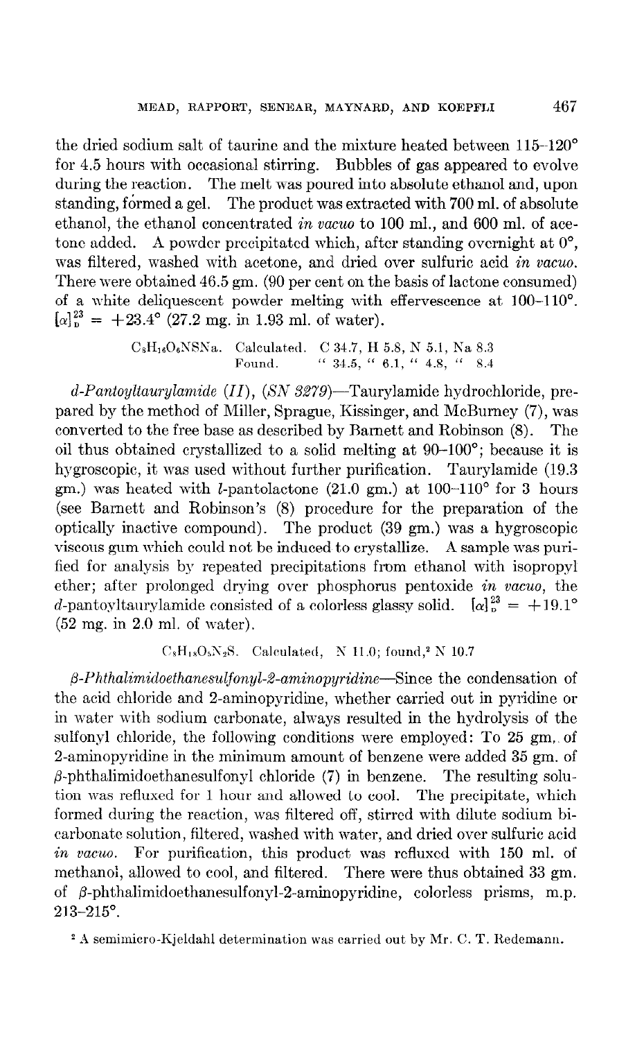the dried sodium salt of taurine and the mixture heated between 115–120° for 4.5 hours with occasional stirring. Bubbles of gas appeared to evolve during the reaction. The melt was poured into absolute ethanol and, upon standing, formed a gel. The product was extracted with 700 ml. of absolute ethanol, the ethanol concentrated *in vacuo* to 100 ml., and 600 ml. of acetone added. A powder precipitated which, after standing overnight at 0°, was filtered, washed with acetone, and dried over sulfuric acid *in vacuo*. There were obtained 46.5 gm. (90 per cent on the basis of lactone consumed) of a white deliquescent powder melting with effervescence at 100–110°. $[\alpha]_D^{23} = +23.4°$ (27.2 mg. in 1.93 ml. of water).

$C_8H_{16}O_6NSNa$. Calculated. C 34.7, H 5.8, N 5.1, Na 8.3
Found. " 34.5, " 6.1, " 4.8, " 8.4

*d-Pantoyltaurylamide (II), (SN 3279)*—Taurylamide hydrochloride, prepared by the method of Miller, Sprague, Kissinger, and McBurney (7), was converted to the free base as described by Barnett and Robinson (8). The oil thus obtained crystallized to a solid melting at 90–100°; because it is hygroscopic, it was used without further purification. Taurylamide (19.3 gm.) was heated with *l*-pantolactone (21.0 gm.) at 100–110° for 3 hours (see Barnett and Robinson's (8) procedure for the preparation of the optically inactive compound). The product (39 gm.) was a hygroscopic viscous gum which could not be induced to crystallize. A sample was purified for analysis by repeated precipitations from ethanol with isopropyl ether; after prolonged drying over phosphorus pentoxide *in vacuo*, the *d*-pantoyltaurylamide consisted of a colorless glassy solid. $[\alpha]_D^{23} = +19.1°$ (52 mg. in 2.0 ml. of water).

$C_8H_{18}O_5N_2S$. Calculated, N 11.0; found,[2] N 10.7

*β-Phthalimidoethanesulfonyl-2-aminopyridine*—Since the condensation of the acid chloride and 2-aminopyridine, whether carried out in pyridine or in water with sodium carbonate, always resulted in the hydrolysis of the sulfonyl chloride, the following conditions were employed: To 25 gm. of 2-aminopyridine in the minimum amount of benzene were added 35 gm. of β-phthalimidoethanesulfonyl chloride (7) in benzene. The resulting solution was refluxed for 1 hour and allowed to cool. The precipitate, which formed during the reaction, was filtered off, stirred with dilute sodium bicarbonate solution, filtered, washed with water, and dried over sulfuric acid *in vacuo*. For purification, this product was refluxed with 150 ml. of methanol, allowed to cool, and filtered. There were thus obtained 33 gm. of β-phthalimidoethanesulfonyl-2-aminopyridine, colorless prisms, m.p. 213–215°.

[2] A semimicro-Kjeldahl determination was carried out by Mr. C. T. Redemann.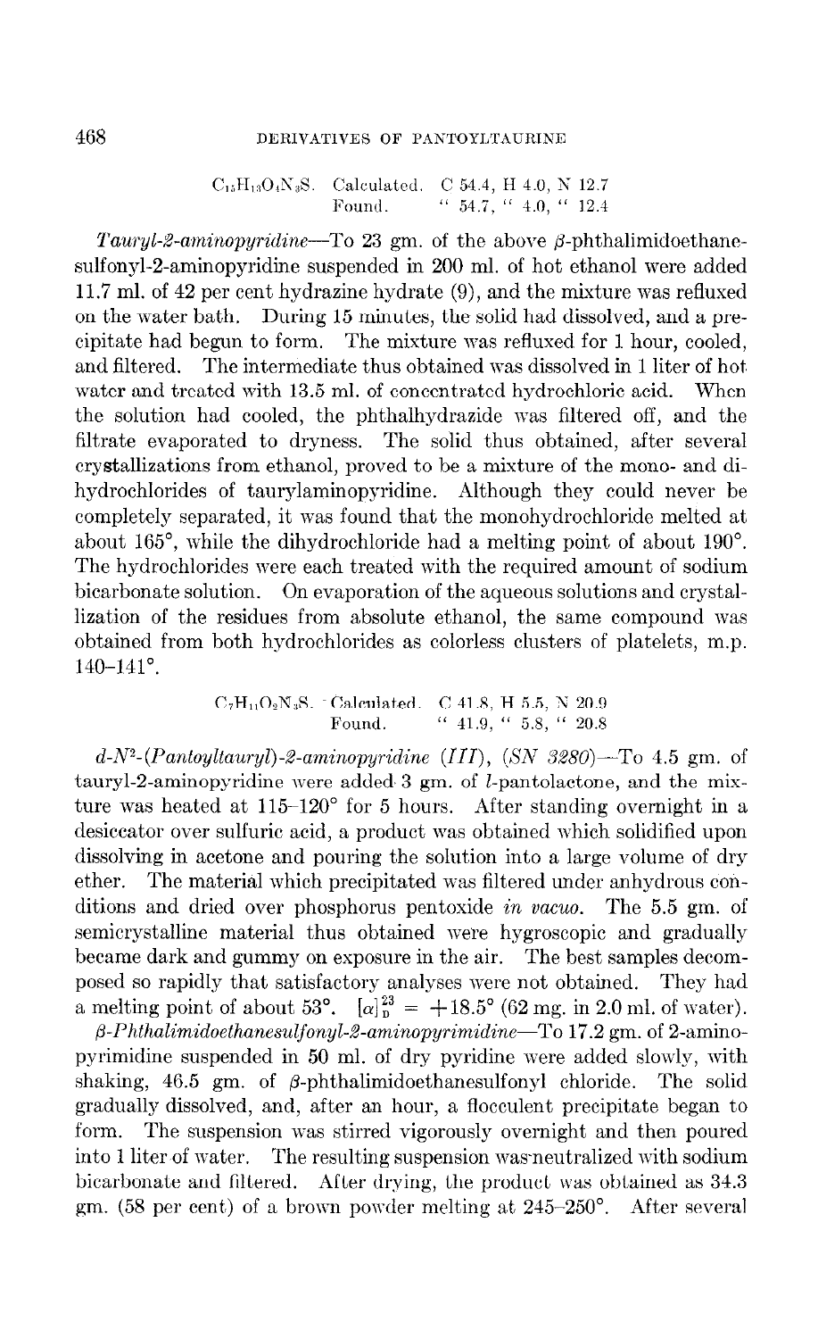$C_{15}H_{13}O_4N_3S$. Calculated. C 54.4, H 4.0, N 12.7
Found. " 54.7, " 4.0, " 12.4

*Tauryl-2-aminopyridine*—To 23 gm. of the above β-phthalimidoethanesulfonyl-2-aminopyridine suspended in 200 ml. of hot ethanol were added 11.7 ml. of 42 per cent hydrazine hydrate (9), and the mixture was refluxed on the water bath. During 15 minutes, the solid had dissolved, and a precipitate had begun to form. The mixture was refluxed for 1 hour, cooled, and filtered. The intermediate thus obtained was dissolved in 1 liter of hot water and treated with 13.5 ml. of concentrated hydrochloric acid. When the solution had cooled, the phthalhydrazide was filtered off, and the filtrate evaporated to dryness. The solid thus obtained, after several crystallizations from ethanol, proved to be a mixture of the mono- and dihydrochlorides of taurylaminopyridine. Although they could never be completely separated, it was found that the monohydrochloride melted at about 165°, while the dihydrochloride had a melting point of about 190°. The hydrochlorides were each treated with the required amount of sodium bicarbonate solution. On evaporation of the aqueous solutions and crystallization of the residues from absolute ethanol, the same compound was obtained from both hydrochlorides as colorless clusters of platelets, m.p. 140–141°.

$C_7H_{11}O_2N_3S$. Calculated. C 41.8, H 5.5, N 20.9
Found. " 41.9, " 5.8, " 20.8

*d-N²-(Pantoyltauryl)-2-aminopyridine (III), (SN 3280)*—To 4.5 gm. of tauryl-2-aminopyridine were added 3 gm. of *l*-pantolactone, and the mixture was heated at 115–120° for 5 hours. After standing overnight in a desiccator over sulfuric acid, a product was obtained which solidified upon dissolving in acetone and pouring the solution into a large volume of dry ether. The material which precipitated was filtered under anhydrous conditions and dried over phosphorus pentoxide *in vacuo*. The 5.5 gm. of semicrystalline material thus obtained were hygroscopic and gradually became dark and gummy on exposure in the air. The best samples decomposed so rapidly that satisfactory analyses were not obtained. They had a melting point of about 53°. $[\alpha]_D^{23} = +18.5°$ (62 mg. in 2.0 ml. of water).

*β-Phthalimidoethanesulfonyl-2-aminopyrimidine*—To 17.2 gm. of 2-aminopyrimidine suspended in 50 ml. of dry pyridine were added slowly, with shaking, 46.5 gm. of β-phthalimidoethanesulfonyl chloride. The solid gradually dissolved, and, after an hour, a flocculent precipitate began to form. The suspension was stirred vigorously overnight and then poured into 1 liter of water. The resulting suspension was neutralized with sodium bicarbonate and filtered. After drying, the product was obtained as 34.3 gm. (58 per cent) of a brown powder melting at 245–250°. After several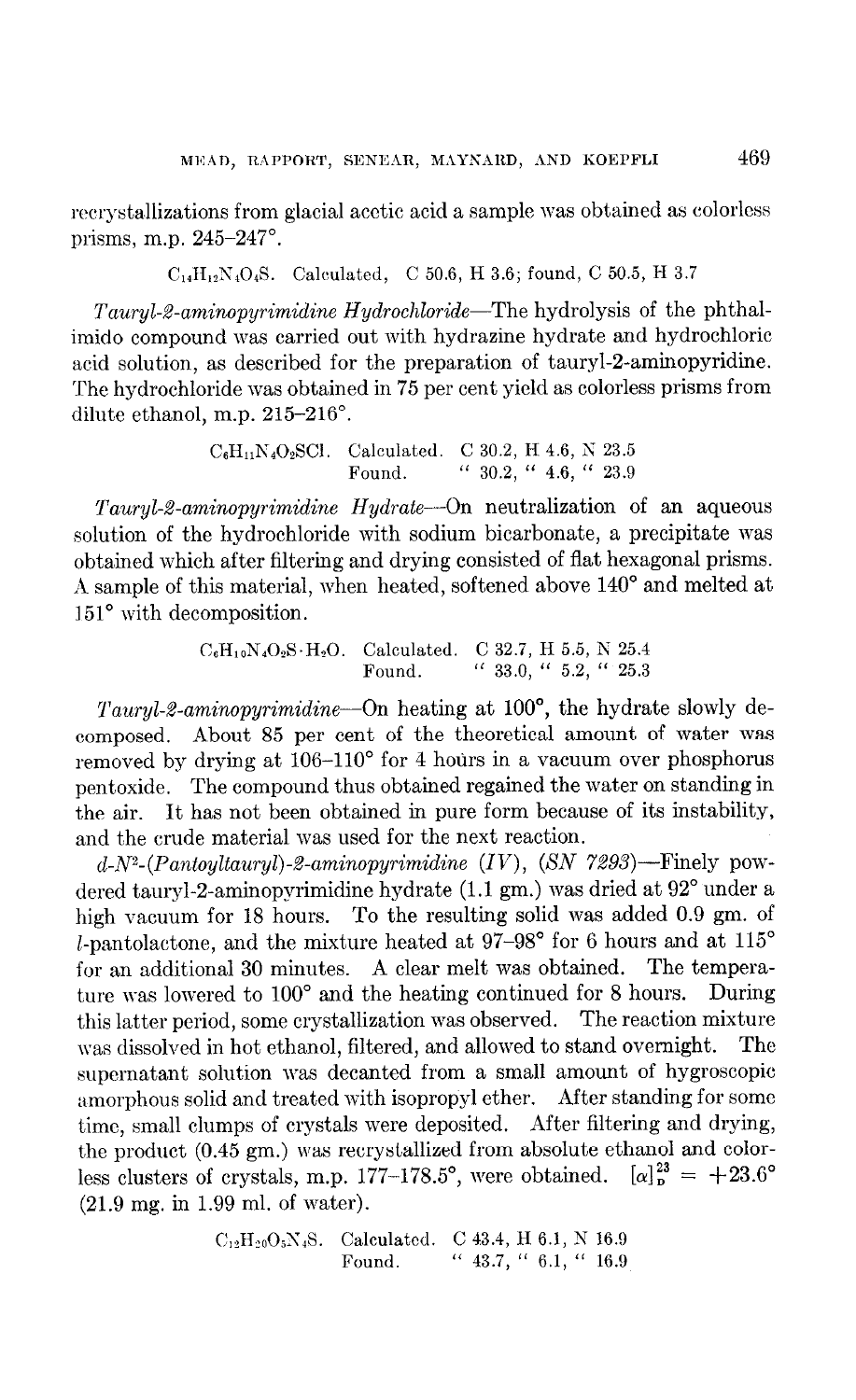recrystallizations from glacial acetic acid a sample was obtained as colorless prisms, m.p. 245–247°.

$C_{14}H_{12}N_4O_4S$. Calculated, C 50.6, H 3.6; found, C 50.5, H 3.7

*Tauryl-2-aminopyrimidine Hydrochloride*—The hydrolysis of the phthalimido compound was carried out with hydrazine hydrate and hydrochloric acid solution, as described for the preparation of tauryl-2-aminopyridine. The hydrochloride was obtained in 75 per cent yield as colorless prisms from dilute ethanol, m.p. 215–216°.

| | | | | |
|---|---|---|---|---|
| $C_6H_{11}N_4O_2SCl$. | Calculated. | C 30.2, | H 4.6, | N 23.5 |
| | Found. | " 30.2, | " 4.6, | " 23.9 |

*Tauryl-2-aminopyrimidine Hydrate*—On neutralization of an aqueous solution of the hydrochloride with sodium bicarbonate, a precipitate was obtained which after filtering and drying consisted of flat hexagonal prisms. A sample of this material, when heated, softened above 140° and melted at 151° with decomposition.

| | | | | |
|---|---|---|---|---|
| $C_6H_{10}N_4O_2S \cdot H_2O$. | Calculated. | C 32.7, | H 5.5, | N 25.4 |
| | Found. | " 33.0, | " 5.2, | " 25.3 |

*Tauryl-2-aminopyrimidine*—On heating at 100°, the hydrate slowly decomposed. About 85 per cent of the theoretical amount of water was removed by drying at 106–110° for 4 hours in a vacuum over phosphorus pentoxide. The compound thus obtained regained the water on standing in the air. It has not been obtained in pure form because of its instability, and the crude material was used for the next reaction.

*d-N²-(Pantoyltauryl)-2-aminopyrimidine (IV), (SN 7293)*—Finely powdered tauryl-2-aminopyrimidine hydrate (1.1 gm.) was dried at 92° under a high vacuum for 18 hours. To the resulting solid was added 0.9 gm. of *l*-pantolactone, and the mixture heated at 97–98° for 6 hours and at 115° for an additional 30 minutes. A clear melt was obtained. The temperature was lowered to 100° and the heating continued for 8 hours. During this latter period, some crystallization was observed. The reaction mixture was dissolved in hot ethanol, filtered, and allowed to stand overnight. The supernatant solution was decanted from a small amount of hygroscopic amorphous solid and treated with isopropyl ether. After standing for some time, small clumps of crystals were deposited. After filtering and drying, the product (0.45 gm.) was recrystallized from absolute ethanol and colorless clusters of crystals, m.p. 177–178.5°, were obtained. $[\alpha]_D^{23} = +23.6°$ (21.9 mg. in 1.99 ml. of water).

| | | | | |
|---|---|---|---|---|
| $C_{12}H_{20}O_5N_4S$. | Calculated. | C 43.4, | H 6.1, | N 16.9 |
| | Found. | " 43.7, | " 6.1, | " 16.9 |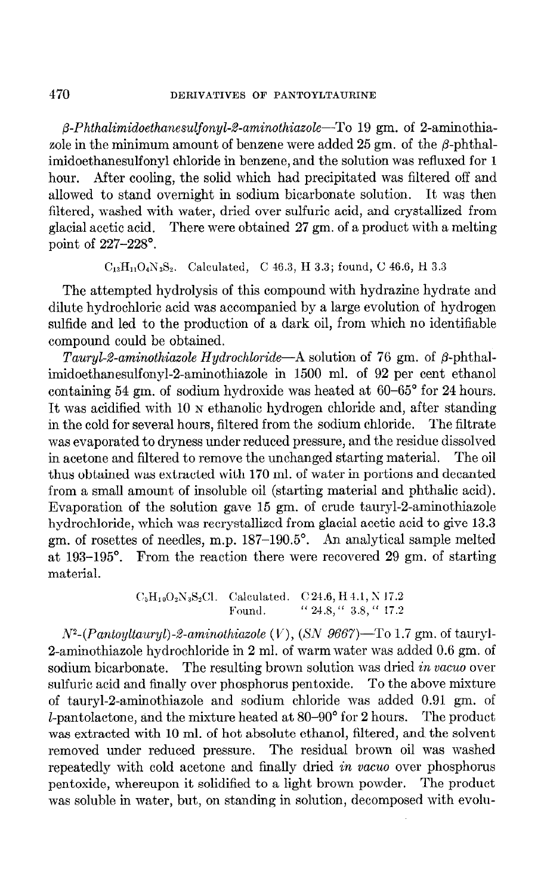*β-Phthalimidoethanesulfonyl-2-aminothiazole*—To 19 gm. of 2-aminothiazole in the minimum amount of benzene were added 25 gm. of the β-phthalimidoethanesulfonyl chloride in benzene, and the solution was refluxed for 1 hour. After cooling, the solid which had precipitated was filtered off and allowed to stand overnight in sodium bicarbonate solution. It was then filtered, washed with water, dried over sulfuric acid, and crystallized from glacial acetic acid. There were obtained 27 gm. of a product with a melting point of 227–228°.

$C_{13}H_{11}O_4N_3S_2$. Calculated, C 46.3, H 3.3; found, C 46.6, H 3.3

The attempted hydrolysis of this compound with hydrazine hydrate and dilute hydrochloric acid was accompanied by a large evolution of hydrogen sulfide and led to the production of a dark oil, from which no identifiable compound could be obtained.

*Tauryl-2-aminothiazole Hydrochloride*—A solution of 76 gm. of β-phthalimidoethanesulfonyl-2-aminothiazole in 1500 ml. of 92 per cent ethanol containing 54 gm. of sodium hydroxide was heated at 60–65° for 24 hours. It was acidified with 10 N ethanolic hydrogen chloride and, after standing in the cold for several hours, filtered from the sodium chloride. The filtrate was evaporated to dryness under reduced pressure, and the residue dissolved in acetone and filtered to remove the unchanged starting material. The oil thus obtained was extracted with 170 ml. of water in portions and decanted from a small amount of insoluble oil (starting material and phthalic acid). Evaporation of the solution gave 15 gm. of crude tauryl-2-aminothiazole hydrochloride, which was recrystallized from glacial acetic acid to give 13.3 gm. of rosettes of needles, m.p. 187–190.5°. An analytical sample melted at 193–195°. From the reaction there were recovered 29 gm. of starting material.

$C_5H_{10}O_2N_3S_2Cl$. Calculated. C 24.6, H 4.1, N 17.2
Found. " 24.8, " 3.8, " 17.2

*$N^2$-(Pantoyltauryl)-2-aminothiazole* (*V*), (*SN 9667*)—To 1.7 gm. of tauryl-2-aminothiazole hydrochloride in 2 ml. of warm water was added 0.6 gm. of sodium bicarbonate. The resulting brown solution was dried *in vacuo* over sulfuric acid and finally over phosphorus pentoxide. To the above mixture of tauryl-2-aminothiazole and sodium chloride was added 0.91 gm. of *l*-pantolactone, and the mixture heated at 80–90° for 2 hours. The product was extracted with 10 ml. of hot absolute ethanol, filtered, and the solvent removed under reduced pressure. The residual brown oil was washed repeatedly with cold acetone and finally dried *in vacuo* over phosphorus pentoxide, whereupon it solidified to a light brown powder. The product was soluble in water, but, on standing in solution, decomposed with evolu-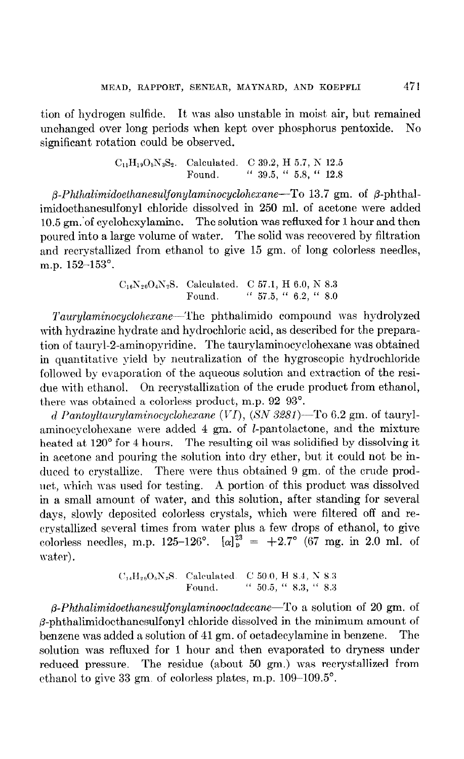tion of hydrogen sulfide. It was also unstable in moist air, but remained unchanged over long periods when kept over phosphorus pentoxide. No significant rotation could be observed.

$C_{11}H_{19}O_5N_3S_2$. Calculated. C 39.2, H 5.7, N 12.5
Found. " 39.5, " 5.8, " 12.8

*β-Phthalimidoethanesulfonylaminocyclohexane*—To 13.7 gm. of β-phthalimidoethanesulfonyl chloride dissolved in 250 ml. of acetone were added 10.5 gm. of cyclohexylamine. The solution was refluxed for 1 hour and then poured into a large volume of water. The solid was recovered by filtration and recrystallized from ethanol to give 15 gm. of long colorless needles, m.p. 152–153°.

$C_{16}N_{20}O_4N_2S$. Calculated. C 57.1, H 6.0, N 8.3
Found. " 57.5, " 6.2, " 8.0

*Taurylaminocyclohexane*—The phthalimido compound was hydrolyzed with hydrazine hydrate and hydrochloric acid, as described for the preparation of tauryl-2-aminopyridine. The taurylaminocyclohexane was obtained in quantitative yield by neutralization of the hygroscopic hydrochloride followed by evaporation of the aqueous solution and extraction of the residue with ethanol. On recrystallization of the crude product from ethanol, there was obtained a colorless product, m.p. 92–93°.

*d-Pantoyltaurylaminocyclohexane (VI), (SN 3281)*—To 6.2 gm. of taurylaminocyclohexane were added 4 gm. of *l*-pantolactone, and the mixture heated at 120° for 4 hours. The resulting oil was solidified by dissolving it in acetone and pouring the solution into dry ether, but it could not be induced to crystallize. There were thus obtained 9 gm. of the crude product, which was used for testing. A portion of this product was dissolved in a small amount of water, and this solution, after standing for several days, slowly deposited colorless crystals, which were filtered off and recrystallized several times from water plus a few drops of ethanol, to give colorless needles, m.p. 125–126°. $[\alpha]_D^{23} = +2.7°$ (67 mg. in 2.0 ml. of water).

$C_{14}H_{28}O_5N_2S$. Calculated. C 50.0, H 8.4, N 8.3
Found. " 50.5, " 8.3, " 8.3

*β-Phthalimidoethanesulfonylaminooctadecane*—To a solution of 20 gm. of β-phthalimidoethanesulfonyl chloride dissolved in the minimum amount of benzene was added a solution of 41 gm. of octadecylamine in benzene. The solution was refluxed for 1 hour and then evaporated to dryness under reduced pressure. The residue (about 50 gm.) was recrystallized from ethanol to give 33 gm. of colorless plates, m.p. 109–109.5°.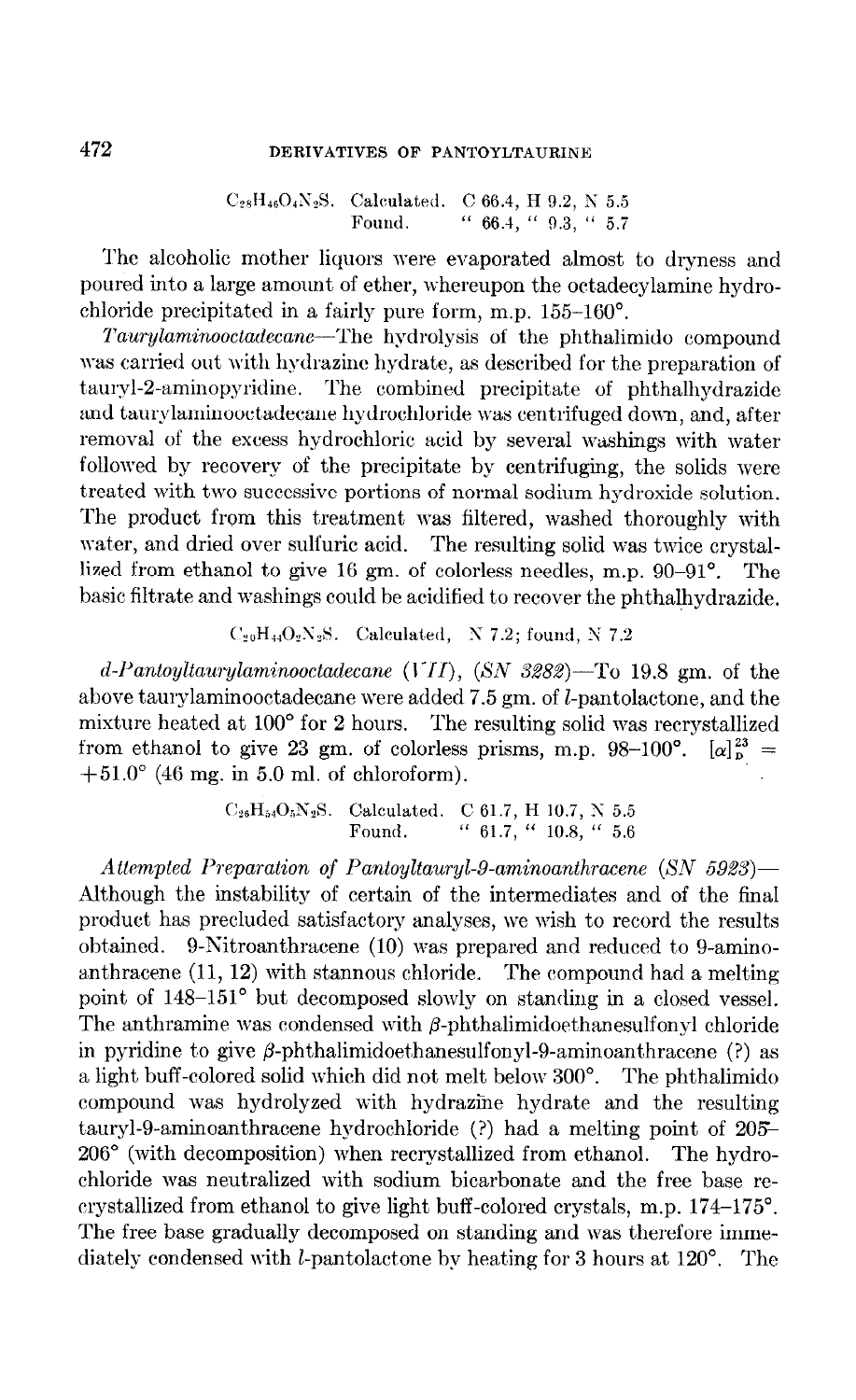$C_{28}H_{46}O_4N_2S$. Calculated. C 66.4, H 9.2, N 5.5
Found. " 66.4, " 9.3, " 5.7

The alcoholic mother liquors were evaporated almost to dryness and poured into a large amount of ether, whereupon the octadecylamine hydrochloride precipitated in a fairly pure form, m.p. 155–160°.

*Taurylaminooctadecane*—The hydrolysis of the phthalimido compound was carried out with hydrazine hydrate, as described for the preparation of tauryl-2-aminopyridine. The combined precipitate of phthalhydrazide and taurylaminooctadecane hydrochloride was centrifuged down, and, after removal of the excess hydrochloric acid by several washings with water followed by recovery of the precipitate by centrifuging, the solids were treated with two successive portions of normal sodium hydroxide solution. The product from this treatment was filtered, washed thoroughly with water, and dried over sulfuric acid. The resulting solid was twice crystallized from ethanol to give 16 gm. of colorless needles, m.p. 90–91°. The basic filtrate and washings could be acidified to recover the phthalhydrazide.

$C_{20}H_{44}O_2N_2S$. Calculated, N 7.2; found, N 7.2

*d-Pantoyltaurylaminooctadecane* (*VII*), (*SN 3282*)—To 19.8 gm. of the above taurylaminooctadecane were added 7.5 gm. of *l*-pantolactone, and the mixture heated at 100° for 2 hours. The resulting solid was recrystallized from ethanol to give 23 gm. of colorless prisms, m.p. 98–100°. $[\alpha]_D^{23} = +51.0°$ (46 mg. in 5.0 ml. of chloroform).

$C_{26}H_{54}O_5N_2S$. Calculated. C 61.7, H 10.7, N 5.5
Found. " 61.7, " 10.8, " 5.6

*Attempted Preparation of Pantoyltauryl-9-aminoanthracene* (*SN 5923*)—Although the instability of certain of the intermediates and of the final product has precluded satisfactory analyses, we wish to record the results obtained. 9-Nitroanthracene (10) was prepared and reduced to 9-aminoanthracene (11, 12) with stannous chloride. The compound had a melting point of 148–151° but decomposed slowly on standing in a closed vessel. The anthramine was condensed with β-phthalimidoethanesulfonyl chloride in pyridine to give β-phthalimidoethanesulfonyl-9-aminoanthracene (?) as a light buff-colored solid which did not melt below 300°. The phthalimido compound was hydrolyzed with hydrazine hydrate and the resulting tauryl-9-aminoanthracene hydrochloride (?) had a melting point of 205–206° (with decomposition) when recrystallized from ethanol. The hydrochloride was neutralized with sodium bicarbonate and the free base recrystallized from ethanol to give light buff-colored crystals, m.p. 174–175°. The free base gradually decomposed on standing and was therefore immediately condensed with *l*-pantolactone by heating for 3 hours at 120°. The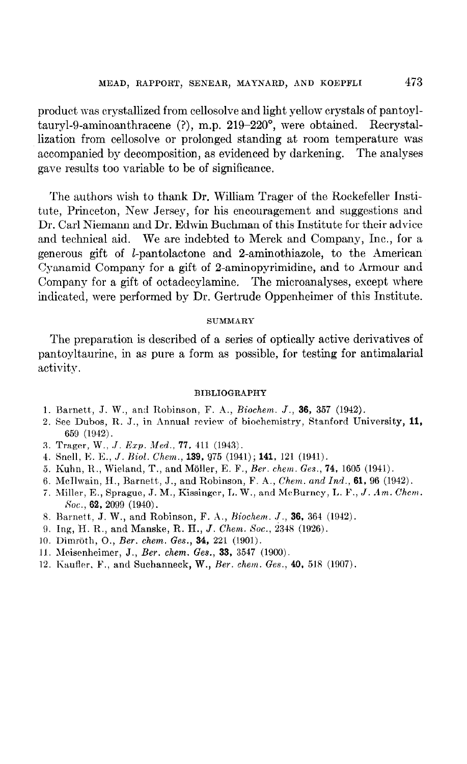product was crystallized from cellosolve and light yellow crystals of pantoyltauryl-9-aminoanthracene (?), m.p. 219–220°, were obtained. Recrystallization from cellosolve or prolonged standing at room temperature was accompanied by decomposition, as evidenced by darkening. The analyses gave results too variable to be of significance.

The authors wish to thank Dr. William Trager of the Rockefeller Institute, Princeton, New Jersey, for his encouragement and suggestions and Dr. Carl Niemann and Dr. Edwin Buchman of this Institute for their advice and technical aid. We are indebted to Merck and Company, Inc., for a generous gift of *l*-pantolactone and 2-aminothiazole, to the American Cyanamid Company for a gift of 2-aminopyrimidine, and to Armour and Company for a gift of octadecylamine. The microanalyses, except where indicated, were performed by Dr. Gertrude Oppenheimer of this Institute.

## SUMMARY

The preparation is described of a series of optically active derivatives of pantoyltaurine, in as pure a form as possible, for testing for antimalarial activity.

## BIBLIOGRAPHY

1. Barnett, J. W., and Robinson, F. A., *Biochem. J.*, **36**, 357 (1942).
2. See Dubos, R. J., in Annual review of biochemistry, Stanford University, **11**, 659 (1942).
3. Trager, W., *J. Exp. Med.*, **77**, 411 (1943).
4. Snell, E. E., *J. Biol. Chem.*, **139**, 975 (1941); **141**, 121 (1941).
5. Kuhn, R., Wieland, T., and Möller, E. F., *Ber. chem. Ges.*, **74**, 1605 (1941).
6. McIlwain, H., Barnett, J., and Robinson, F. A., *Chem. and Ind.*, **61**, 96 (1942).
7. Miller, E., Sprague, J. M., Kissinger, L. W., and McBurney, L. F., *J. Am. Chem. Soc.*, **62**, 2099 (1940).
8. Barnett, J. W., and Robinson, F. A., *Biochem. J.*, **36**, 364 (1942).
9. Ing, H. R., and Manske, R. H., *J. Chem. Soc.*, 2348 (1926).
10. Dimröth, O., *Ber. chem. Ges.*, **34**, 221 (1901).
11. Meisenheimer, J., *Ber. chem. Ges.*, **33**, 3547 (1900).
12. Kaufler, F., and Suchanneck, W., *Ber. chem. Ges.*, **40**, 518 (1907).